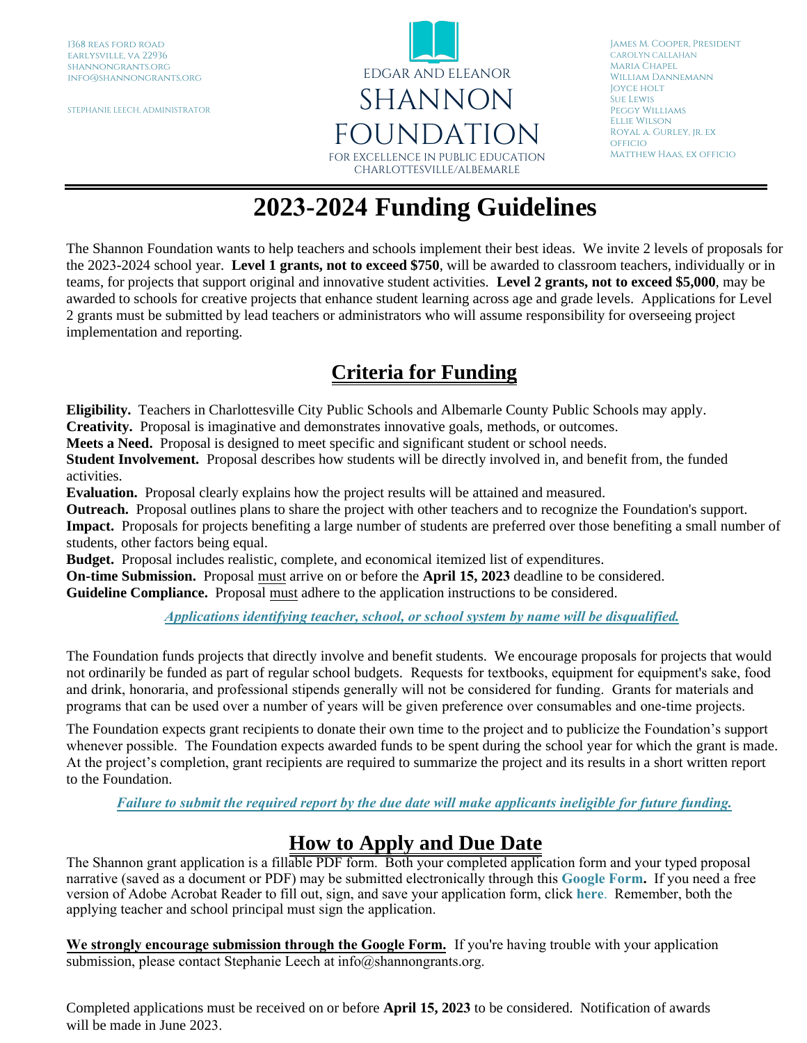1368 Reas Ford Road
Earlysville, VA 22936
shannongrants.org
info@shannongrants.org

Stephanie Leech, Administrator

EDGAR AND ELEANOR
SHANNON
FOUNDATION
FOR EXCELLENCE IN PUBLIC EDUCATION
CHARLOTTESVILLE/ALBEMARLE

James M. Cooper, President
Carolyn Callahan
Maria Chapel
William Dannemann
Joyce Holt
Sue Lewis
Peggy Williams
Ellie Wilson
Royal A. Gurley, Jr. ex officio
Matthew Haas, ex officio

# 2023-2024 Funding Guidelines

The Shannon Foundation wants to help teachers and schools implement their best ideas. We invite 2 levels of proposals for the 2023-2024 school year. **Level 1 grants, not to exceed $750**, will be awarded to classroom teachers, individually or in teams, for projects that support original and innovative student activities. **Level 2 grants, not to exceed $5,000**, may be awarded to schools for creative projects that enhance student learning across age and grade levels. Applications for Level 2 grants must be submitted by lead teachers or administrators who will assume responsibility for overseeing project implementation and reporting.

## Criteria for Funding

**Eligibility.** Teachers in Charlottesville City Public Schools and Albemarle County Public Schools may apply.
**Creativity.** Proposal is imaginative and demonstrates innovative goals, methods, or outcomes.
**Meets a Need.** Proposal is designed to meet specific and significant student or school needs.
**Student Involvement.** Proposal describes how students will be directly involved in, and benefit from, the funded activities.
**Evaluation.** Proposal clearly explains how the project results will be attained and measured.
**Outreach.** Proposal outlines plans to share the project with other teachers and to recognize the Foundation's support.
**Impact.** Proposals for projects benefiting a large number of students are preferred over those benefiting a small number of students, other factors being equal.
**Budget.** Proposal includes realistic, complete, and economical itemized list of expenditures.
**On-time Submission.** Proposal must arrive on or before the **April 15, 2023** deadline to be considered.
**Guideline Compliance.** Proposal must adhere to the application instructions to be considered.

***Applications identifying teacher, school, or school system by name will be disqualified.***

The Foundation funds projects that directly involve and benefit students. We encourage proposals for projects that would not ordinarily be funded as part of regular school budgets. Requests for textbooks, equipment for equipment's sake, food and drink, honoraria, and professional stipends generally will not be considered for funding. Grants for materials and programs that can be used over a number of years will be given preference over consumables and one-time projects.

The Foundation expects grant recipients to donate their own time to the project and to publicize the Foundation's support whenever possible. The Foundation expects awarded funds to be spent during the school year for which the grant is made. At the project's completion, grant recipients are required to summarize the project and its results in a short written report to the Foundation.

***Failure to submit the required report by the due date will make applicants ineligible for future funding.***

## How to Apply and Due Date

The Shannon grant application is a fillable PDF form. Both your completed application form and your typed proposal narrative (saved as a document or PDF) may be submitted electronically through this **Google Form.** If you need a free version of Adobe Acrobat Reader to fill out, sign, and save your application form, click **here**. Remember, both the applying teacher and school principal must sign the application.

**We strongly encourage submission through the Google Form.** If you're having trouble with your application submission, please contact Stephanie Leech at info@shannongrants.org.

Completed applications must be received on or before **April 15, 2023** to be considered. Notification of awards will be made in June 2023.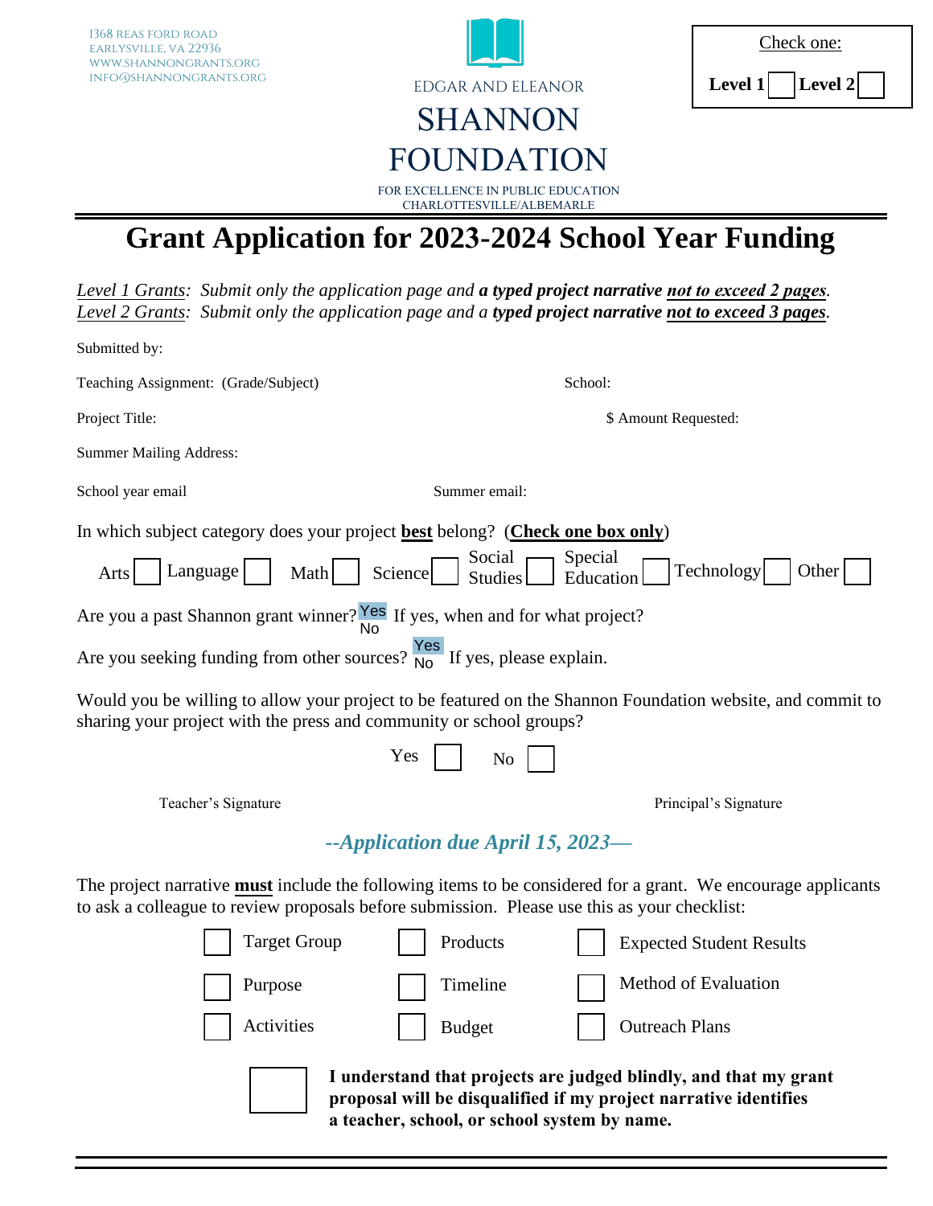1368 Reas Ford Road
Earlysville, VA 22936
www.shannongrants.org
info@shannongrants.org

EDGAR AND ELEANOR
# SHANNON FOUNDATION
FOR EXCELLENCE IN PUBLIC EDUCATION
CHARLOTTESVILLE/ALBEMARLE

Check one:

**Level 1** ☐ **Level 2** ☐

# Grant Application for 2023-2024 School Year Funding

*Level 1 Grants: Submit only the application page and **a typed project narrative** **not to exceed 2 pages**.*
*Level 2 Grants: Submit only the application page and a **typed project narrative** **not to exceed 3 pages**.*

Submitted by:

Teaching Assignment: (Grade/Subject) School:

Project Title: $ Amount Requested:

Summer Mailing Address:

School year email Summer email:

In which subject category does your project **best** belong? (**Check one box only**)

Arts ☐ Language ☐ Math ☐ Science ☐ Social Studies ☐ Special Education ☐ Technology ☐ Other ☐

Are you a past Shannon grant winner? Yes No If yes, when and for what project?

Are you seeking funding from other sources? Yes No If yes, please explain.

Would you be willing to allow your project to be featured on the Shannon Foundation website, and commit to sharing your project with the press and community or school groups?

Yes ☐ No ☐

Teacher's Signature Principal's Signature

*--Application due April 15, 2023—*

The project narrative **must** include the following items to be considered for a grant. We encourage applicants to ask a colleague to review proposals before submission. Please use this as your checklist:

☐ Target Group ☐ Products ☐ Expected Student Results

☐ Purpose ☐ Timeline ☐ Method of Evaluation

☐ Activities ☐ Budget ☐ Outreach Plans

☐ **I understand that projects are judged blindly, and that my grant proposal will be disqualified if my project narrative identifies a teacher, school, or school system by name.**